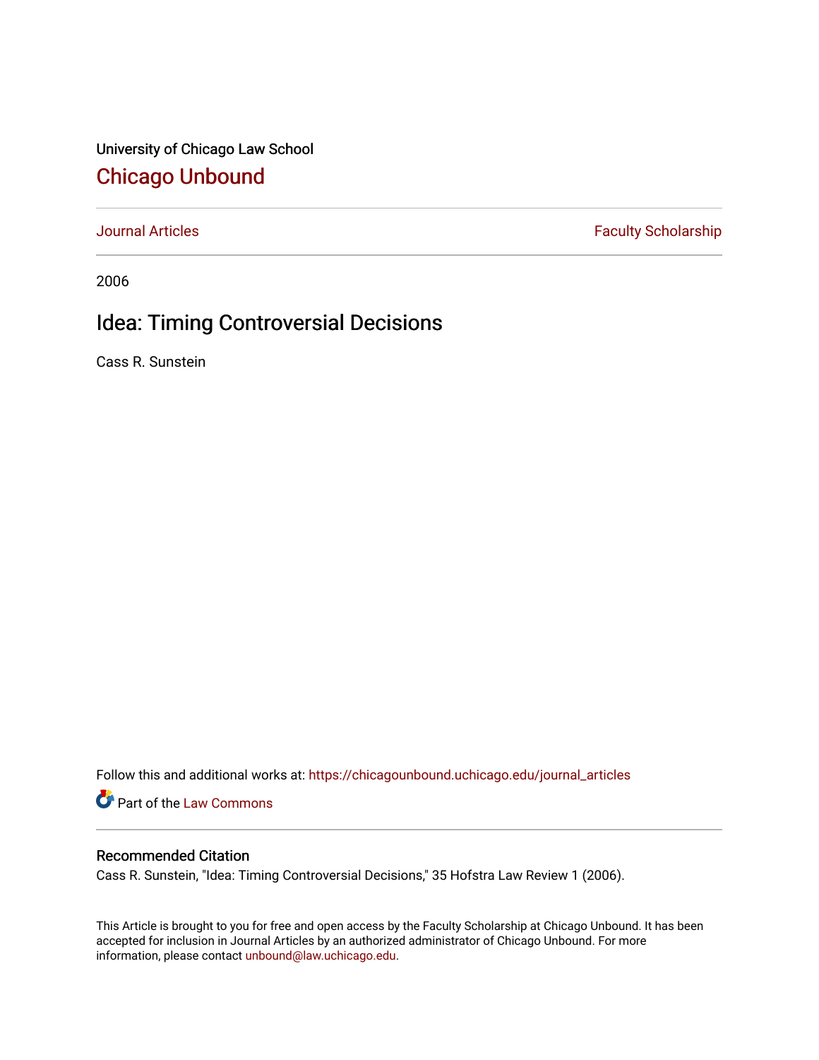University of Chicago Law School

# Chicago Unbound

Journal Articles | Faculty Scholarship

2006

## Idea: Timing Controversial Decisions

Cass R. Sunstein

Follow this and additional works at: https://chicagounbound.uchicago.edu/journal_articles

Part of the Law Commons

### Recommended Citation

Cass R. Sunstein, "Idea: Timing Controversial Decisions," 35 Hofstra Law Review 1 (2006).

This Article is brought to you for free and open access by the Faculty Scholarship at Chicago Unbound. It has been accepted for inclusion in Journal Articles by an authorized administrator of Chicago Unbound. For more information, please contact unbound@law.uchicago.edu.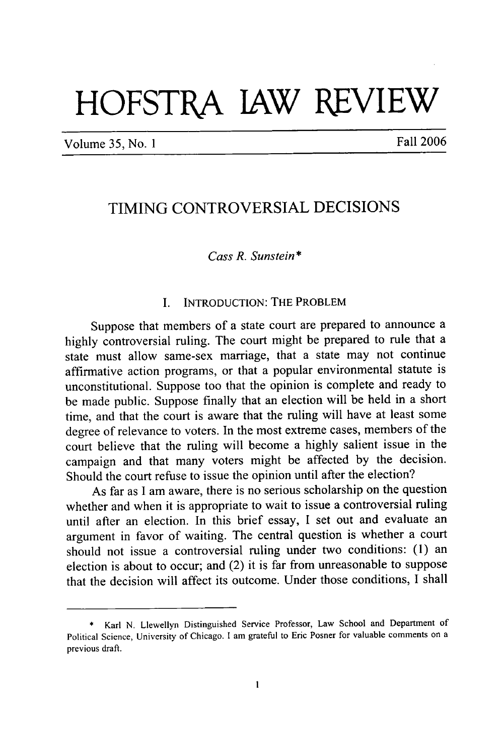# HOFSTRA LAW REVIEW

Volume 35, No. 1 — Fall 2006

## TIMING CONTROVERSIAL DECISIONS

*Cass R. Sunstein\**

### I. INTRODUCTION: THE PROBLEM

Suppose that members of a state court are prepared to announce a highly controversial ruling. The court might be prepared to rule that a state must allow same-sex marriage, that a state may not continue affirmative action programs, or that a popular environmental statute is unconstitutional. Suppose too that the opinion is complete and ready to be made public. Suppose finally that an election will be held in a short time, and that the court is aware that the ruling will have at least some degree of relevance to voters. In the most extreme cases, members of the court believe that the ruling will become a highly salient issue in the campaign and that many voters might be affected by the decision. Should the court refuse to issue the opinion until after the election?

As far as I am aware, there is no serious scholarship on the question whether and when it is appropriate to wait to issue a controversial ruling until after an election. In this brief essay, I set out and evaluate an argument in favor of waiting. The central question is whether a court should not issue a controversial ruling under two conditions: (1) an election is about to occur; and (2) it is far from unreasonable to suppose that the decision will affect its outcome. Under those conditions, I shall

---

\* Karl N. Llewellyn Distinguished Service Professor, Law School and Department of Political Science, University of Chicago. I am grateful to Eric Posner for valuable comments on a previous draft.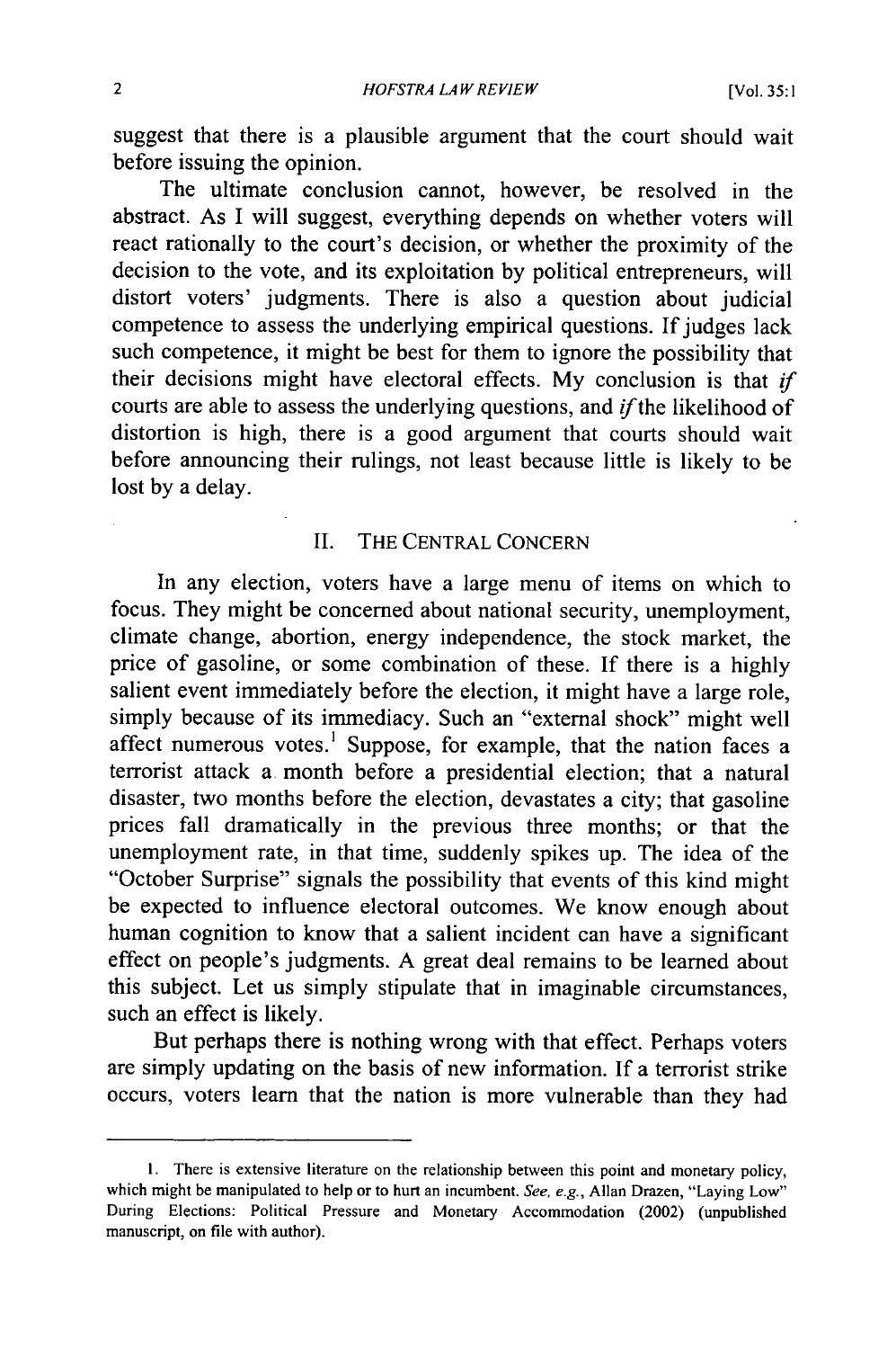suggest that there is a plausible argument that the court should wait before issuing the opinion.

The ultimate conclusion cannot, however, be resolved in the abstract. As I will suggest, everything depends on whether voters will react rationally to the court's decision, or whether the proximity of the decision to the vote, and its exploitation by political entrepreneurs, will distort voters' judgments. There is also a question about judicial competence to assess the underlying empirical questions. If judges lack such competence, it might be best for them to ignore the possibility that their decisions might have electoral effects. My conclusion is that *if* courts are able to assess the underlying questions, and *if* the likelihood of distortion is high, there is a good argument that courts should wait before announcing their rulings, not least because little is likely to be lost by a delay.

## II. THE CENTRAL CONCERN

In any election, voters have a large menu of items on which to focus. They might be concerned about national security, unemployment, climate change, abortion, energy independence, the stock market, the price of gasoline, or some combination of these. If there is a highly salient event immediately before the election, it might have a large role, simply because of its immediacy. Such an "external shock" might well affect numerous votes.[1] Suppose, for example, that the nation faces a terrorist attack a month before a presidential election; that a natural disaster, two months before the election, devastates a city; that gasoline prices fall dramatically in the previous three months; or that the unemployment rate, in that time, suddenly spikes up. The idea of the "October Surprise" signals the possibility that events of this kind might be expected to influence electoral outcomes. We know enough about human cognition to know that a salient incident can have a significant effect on people's judgments. A great deal remains to be learned about this subject. Let us simply stipulate that in imaginable circumstances, such an effect is likely.

But perhaps there is nothing wrong with that effect. Perhaps voters are simply updating on the basis of new information. If a terrorist strike occurs, voters learn that the nation is more vulnerable than they had

---

1. There is extensive literature on the relationship between this point and monetary policy, which might be manipulated to help or to hurt an incumbent. *See, e.g.*, Allan Drazen, "Laying Low" During Elections: Political Pressure and Monetary Accommodation (2002) (unpublished manuscript, on file with author).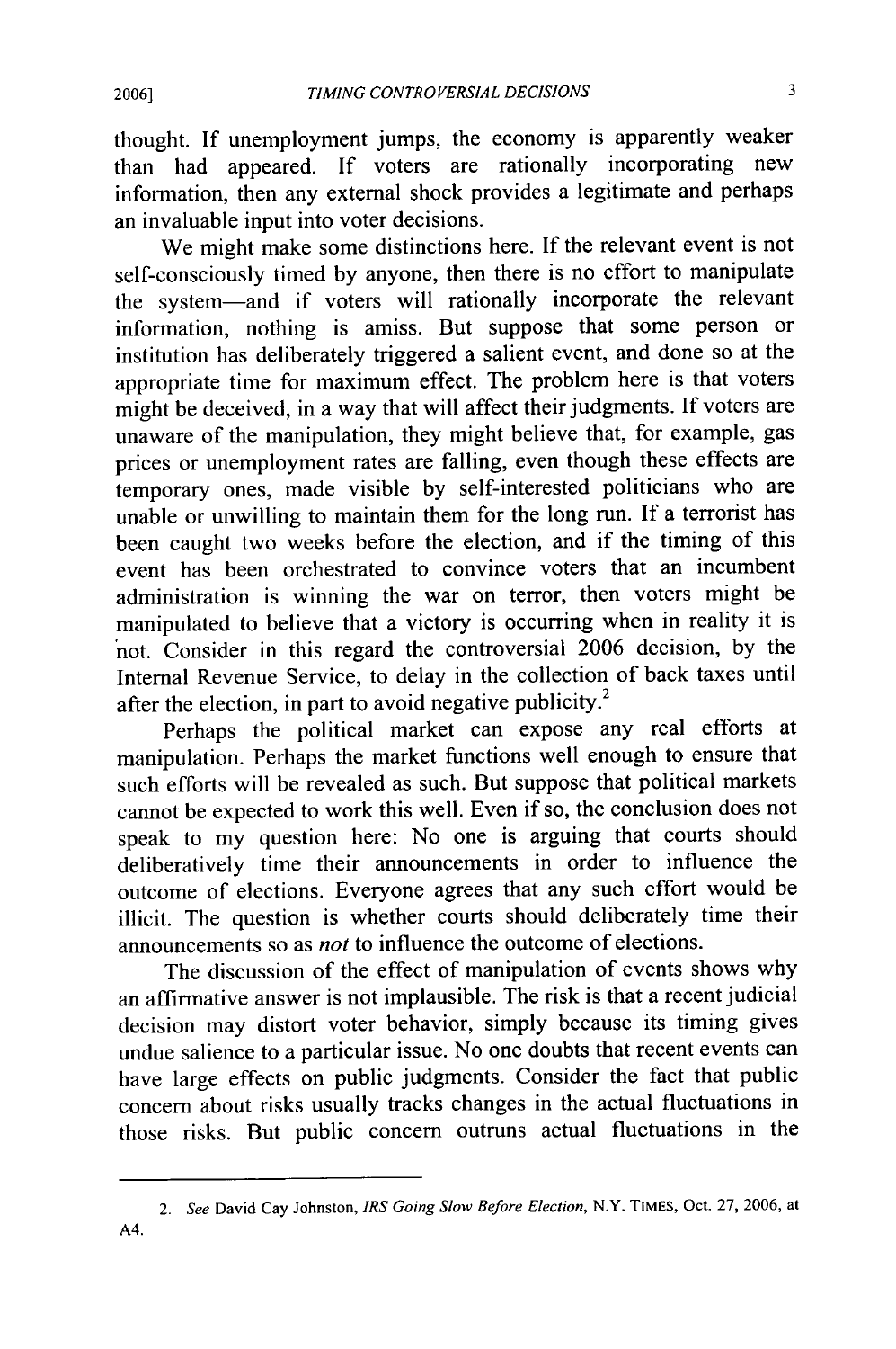thought. If unemployment jumps, the economy is apparently weaker than had appeared. If voters are rationally incorporating new information, then any external shock provides a legitimate and perhaps an invaluable input into voter decisions.

We might make some distinctions here. If the relevant event is not self-consciously timed by anyone, then there is no effort to manipulate the system—and if voters will rationally incorporate the relevant information, nothing is amiss. But suppose that some person or institution has deliberately triggered a salient event, and done so at the appropriate time for maximum effect. The problem here is that voters might be deceived, in a way that will affect their judgments. If voters are unaware of the manipulation, they might believe that, for example, gas prices or unemployment rates are falling, even though these effects are temporary ones, made visible by self-interested politicians who are unable or unwilling to maintain them for the long run. If a terrorist has been caught two weeks before the election, and if the timing of this event has been orchestrated to convince voters that an incumbent administration is winning the war on terror, then voters might be manipulated to believe that a victory is occurring when in reality it is not. Consider in this regard the controversial 2006 decision, by the Internal Revenue Service, to delay in the collection of back taxes until after the election, in part to avoid negative publicity.[2]

Perhaps the political market can expose any real efforts at manipulation. Perhaps the market functions well enough to ensure that such efforts will be revealed as such. But suppose that political markets cannot be expected to work this well. Even if so, the conclusion does not speak to my question here: No one is arguing that courts should deliberatively time their announcements in order to influence the outcome of elections. Everyone agrees that any such effort would be illicit. The question is whether courts should deliberately time their announcements so as *not* to influence the outcome of elections.

The discussion of the effect of manipulation of events shows why an affirmative answer is not implausible. The risk is that a recent judicial decision may distort voter behavior, simply because its timing gives undue salience to a particular issue. No one doubts that recent events can have large effects on public judgments. Consider the fact that public concern about risks usually tracks changes in the actual fluctuations in those risks. But public concern outruns actual fluctuations in the

---

2. *See* David Cay Johnston, *IRS Going Slow Before Election*, N.Y. TIMES, Oct. 27, 2006, at A4.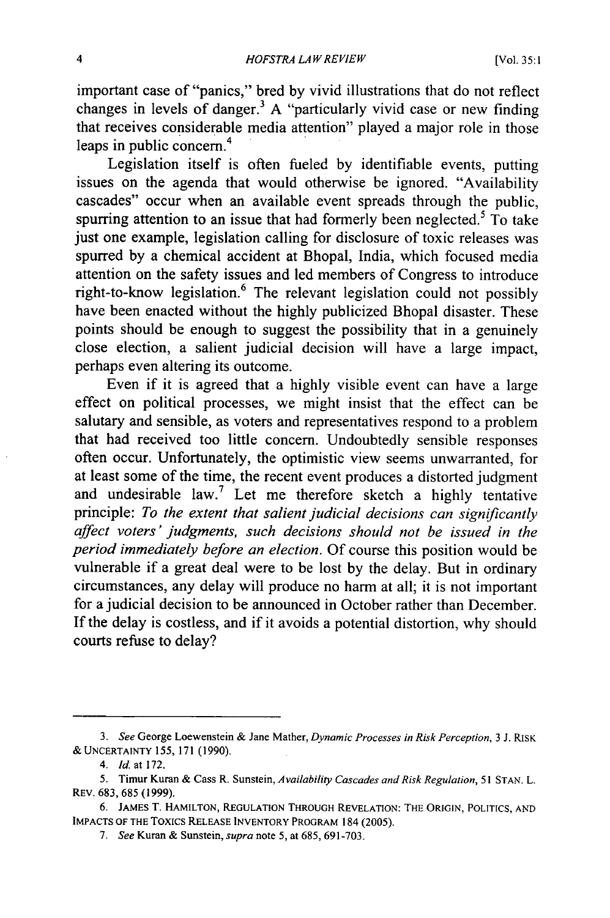important case of "panics," bred by vivid illustrations that do not reflect changes in levels of danger.[3] A "particularly vivid case or new finding that receives considerable media attention" played a major role in those leaps in public concern.[4]

Legislation itself is often fueled by identifiable events, putting issues on the agenda that would otherwise be ignored. "Availability cascades" occur when an available event spreads through the public, spurring attention to an issue that had formerly been neglected.[5] To take just one example, legislation calling for disclosure of toxic releases was spurred by a chemical accident at Bhopal, India, which focused media attention on the safety issues and led members of Congress to introduce right-to-know legislation.[6] The relevant legislation could not possibly have been enacted without the highly publicized Bhopal disaster. These points should be enough to suggest the possibility that in a genuinely close election, a salient judicial decision will have a large impact, perhaps even altering its outcome.

Even if it is agreed that a highly visible event can have a large effect on political processes, we might insist that the effect can be salutary and sensible, as voters and representatives respond to a problem that had received too little concern. Undoubtedly sensible responses often occur. Unfortunately, the optimistic view seems unwarranted, for at least some of the time, the recent event produces a distorted judgment and undesirable law.[7] Let me therefore sketch a highly tentative principle: *To the extent that salient judicial decisions can significantly affect voters' judgments, such decisions should not be issued in the period immediately before an election.* Of course this position would be vulnerable if a great deal were to be lost by the delay. But in ordinary circumstances, any delay will produce no harm at all; it is not important for a judicial decision to be announced in October rather than December. If the delay is costless, and if it avoids a potential distortion, why should courts refuse to delay?

---

3. *See* George Loewenstein & Jane Mather, *Dynamic Processes in Risk Perception*, 3 J. RISK & UNCERTAINTY 155, 171 (1990).

4. *Id.* at 172.

5. Timur Kuran & Cass R. Sunstein, *Availability Cascades and Risk Regulation*, 51 STAN. L. REV. 683, 685 (1999).

6. JAMES T. HAMILTON, REGULATION THROUGH REVELATION: THE ORIGIN, POLITICS, AND IMPACTS OF THE TOXICS RELEASE INVENTORY PROGRAM 184 (2005).

7. *See* Kuran & Sunstein, *supra* note 5, at 685, 691-703.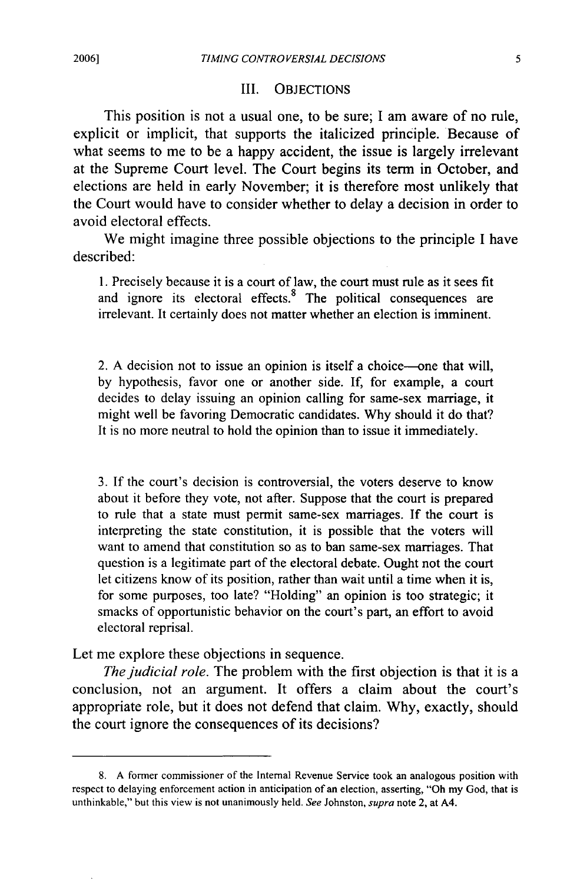## III. OBJECTIONS

This position is not a usual one, to be sure; I am aware of no rule, explicit or implicit, that supports the italicized principle. Because of what seems to me to be a happy accident, the issue is largely irrelevant at the Supreme Court level. The Court begins its term in October, and elections are held in early November; it is therefore most unlikely that the Court would have to consider whether to delay a decision in order to avoid electoral effects.

We might imagine three possible objections to the principle I have described:

> 1. Precisely because it is a court of law, the court must rule as it sees fit and ignore its electoral effects.[8] The political consequences are irrelevant. It certainly does not matter whether an election is imminent.
>
> 2. A decision not to issue an opinion is itself a choice—one that will, by hypothesis, favor one or another side. If, for example, a court decides to delay issuing an opinion calling for same-sex marriage, it might well be favoring Democratic candidates. Why should it do that? It is no more neutral to hold the opinion than to issue it immediately.
>
> 3. If the court's decision is controversial, the voters deserve to know about it before they vote, not after. Suppose that the court is prepared to rule that a state must permit same-sex marriages. If the court is interpreting the state constitution, it is possible that the voters will want to amend that constitution so as to ban same-sex marriages. That question is a legitimate part of the electoral debate. Ought not the court let citizens know of its position, rather than wait until a time when it is, for some purposes, too late? "Holding" an opinion is too strategic; it smacks of opportunistic behavior on the court's part, an effort to avoid electoral reprisal.

Let me explore these objections in sequence.

*The judicial role.* The problem with the first objection is that it is a conclusion, not an argument. It offers a claim about the court's appropriate role, but it does not defend that claim. Why, exactly, should the court ignore the consequences of its decisions?

---

8. A former commissioner of the Internal Revenue Service took an analogous position with respect to delaying enforcement action in anticipation of an election, asserting, "Oh my God, that is unthinkable," but this view is not unanimously held. *See* Johnston, *supra* note 2, at A4.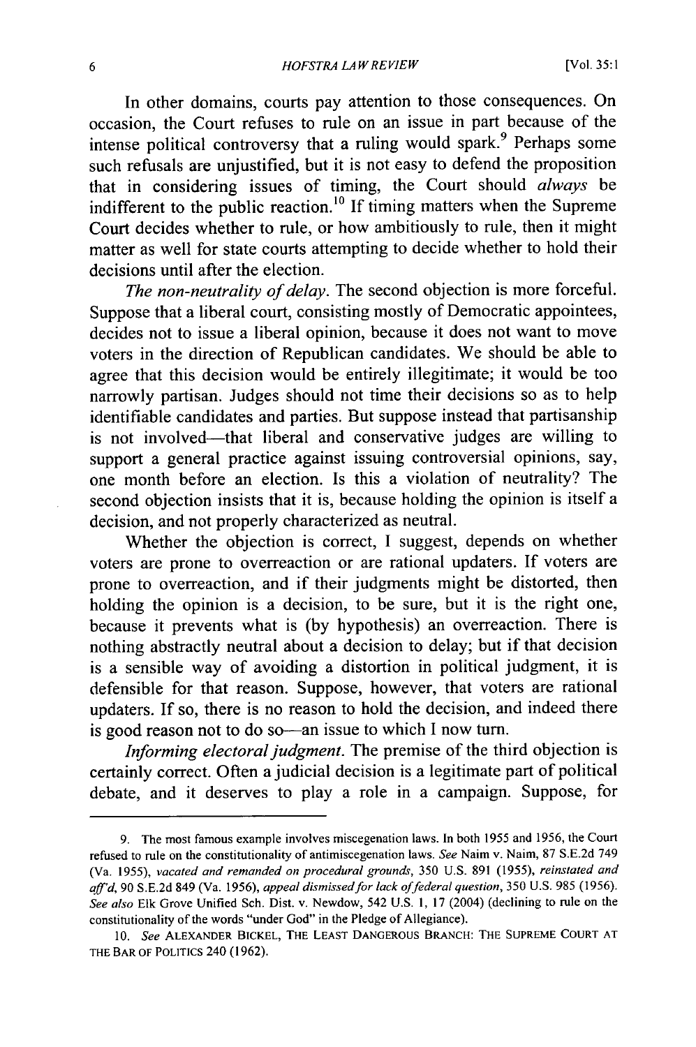In other domains, courts pay attention to those consequences. On occasion, the Court refuses to rule on an issue in part because of the intense political controversy that a ruling would spark.[9] Perhaps some such refusals are unjustified, but it is not easy to defend the proposition that in considering issues of timing, the Court should *always* be indifferent to the public reaction.[10] If timing matters when the Supreme Court decides whether to rule, or how ambitiously to rule, then it might matter as well for state courts attempting to decide whether to hold their decisions until after the election.

*The non-neutrality of delay.* The second objection is more forceful. Suppose that a liberal court, consisting mostly of Democratic appointees, decides not to issue a liberal opinion, because it does not want to move voters in the direction of Republican candidates. We should be able to agree that this decision would be entirely illegitimate; it would be too narrowly partisan. Judges should not time their decisions so as to help identifiable candidates and parties. But suppose instead that partisanship is not involved—that liberal and conservative judges are willing to support a general practice against issuing controversial opinions, say, one month before an election. Is this a violation of neutrality? The second objection insists that it is, because holding the opinion is itself a decision, and not properly characterized as neutral.

Whether the objection is correct, I suggest, depends on whether voters are prone to overreaction or are rational updaters. If voters are prone to overreaction, and if their judgments might be distorted, then holding the opinion is a decision, to be sure, but it is the right one, because it prevents what is (by hypothesis) an overreaction. There is nothing abstractly neutral about a decision to delay; but if that decision is a sensible way of avoiding a distortion in political judgment, it is defensible for that reason. Suppose, however, that voters are rational updaters. If so, there is no reason to hold the decision, and indeed there is good reason not to do so—an issue to which I now turn.

*Informing electoral judgment.* The premise of the third objection is certainly correct. Often a judicial decision is a legitimate part of political debate, and it deserves to play a role in a campaign. Suppose, for

---

9. The most famous example involves miscegenation laws. In both 1955 and 1956, the Court refused to rule on the constitutionality of antimiscegenation laws. *See* Naim v. Naim, 87 S.E.2d 749 (Va. 1955), *vacated and remanded on procedural grounds*, 350 U.S. 891 (1955), *reinstated and aff'd*, 90 S.E.2d 849 (Va. 1956), *appeal dismissed for lack of federal question*, 350 U.S. 985 (1956). *See also* Elk Grove Unified Sch. Dist. v. Newdow, 542 U.S. 1, 17 (2004) (declining to rule on the constitutionality of the words "under God" in the Pledge of Allegiance).

10. *See* ALEXANDER BICKEL, THE LEAST DANGEROUS BRANCH: THE SUPREME COURT AT THE BAR OF POLITICS 240 (1962).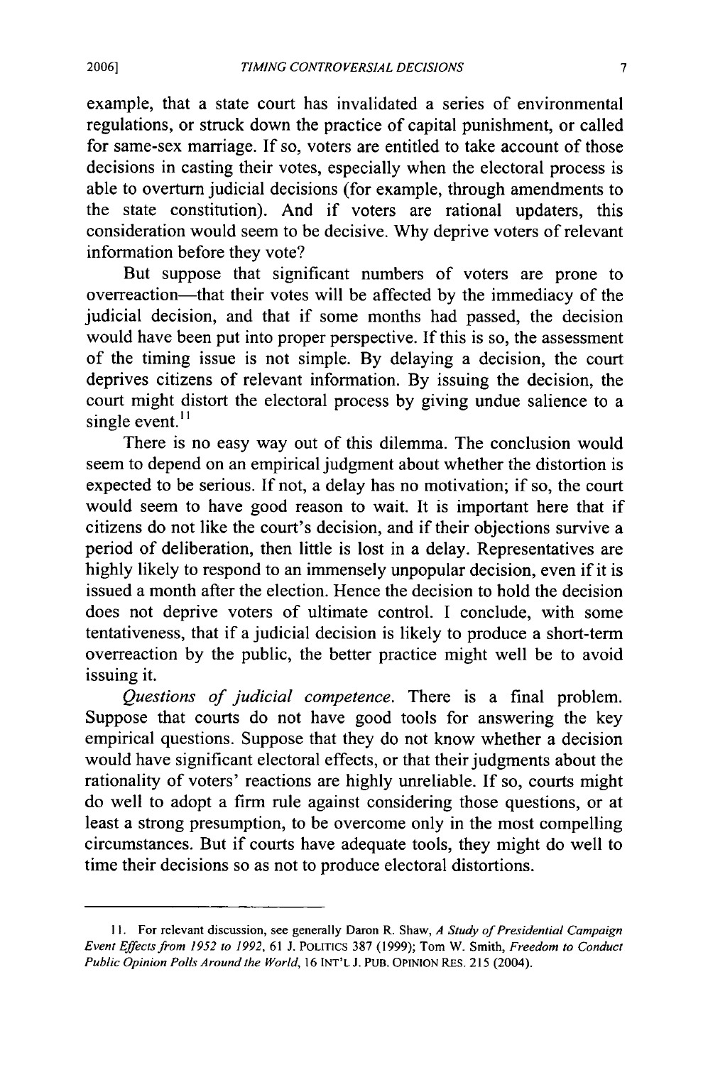example, that a state court has invalidated a series of environmental regulations, or struck down the practice of capital punishment, or called for same-sex marriage. If so, voters are entitled to take account of those decisions in casting their votes, especially when the electoral process is able to overturn judicial decisions (for example, through amendments to the state constitution). And if voters are rational updaters, this consideration would seem to be decisive. Why deprive voters of relevant information before they vote?

But suppose that significant numbers of voters are prone to overreaction—that their votes will be affected by the immediacy of the judicial decision, and that if some months had passed, the decision would have been put into proper perspective. If this is so, the assessment of the timing issue is not simple. By delaying a decision, the court deprives citizens of relevant information. By issuing the decision, the court might distort the electoral process by giving undue salience to a single event.[11]

There is no easy way out of this dilemma. The conclusion would seem to depend on an empirical judgment about whether the distortion is expected to be serious. If not, a delay has no motivation; if so, the court would seem to have good reason to wait. It is important here that if citizens do not like the court's decision, and if their objections survive a period of deliberation, then little is lost in a delay. Representatives are highly likely to respond to an immensely unpopular decision, even if it is issued a month after the election. Hence the decision to hold the decision does not deprive voters of ultimate control. I conclude, with some tentativeness, that if a judicial decision is likely to produce a short-term overreaction by the public, the better practice might well be to avoid issuing it.

*Questions of judicial competence.* There is a final problem. Suppose that courts do not have good tools for answering the key empirical questions. Suppose that they do not know whether a decision would have significant electoral effects, or that their judgments about the rationality of voters' reactions are highly unreliable. If so, courts might do well to adopt a firm rule against considering those questions, or at least a strong presumption, to be overcome only in the most compelling circumstances. But if courts have adequate tools, they might do well to time their decisions so as not to produce electoral distortions.

---

11. For relevant discussion, see generally Daron R. Shaw, *A Study of Presidential Campaign Event Effects from 1952 to 1992*, 61 J. POLITICS 387 (1999); Tom W. Smith, *Freedom to Conduct Public Opinion Polls Around the World*, 16 INT'L J. PUB. OPINION RES. 215 (2004).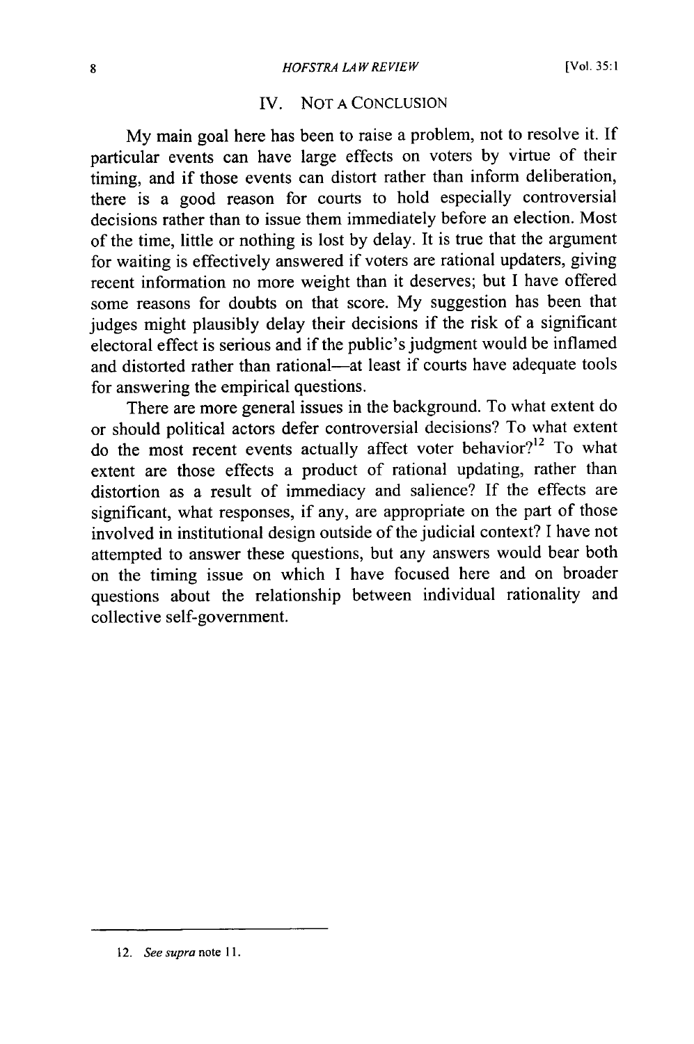## IV. NOT A CONCLUSION

My main goal here has been to raise a problem, not to resolve it. If particular events can have large effects on voters by virtue of their timing, and if those events can distort rather than inform deliberation, there is a good reason for courts to hold especially controversial decisions rather than to issue them immediately before an election. Most of the time, little or nothing is lost by delay. It is true that the argument for waiting is effectively answered if voters are rational updaters, giving recent information no more weight than it deserves; but I have offered some reasons for doubts on that score. My suggestion has been that judges might plausibly delay their decisions if the risk of a significant electoral effect is serious and if the public's judgment would be inflamed and distorted rather than rational—at least if courts have adequate tools for answering the empirical questions.

There are more general issues in the background. To what extent do or should political actors defer controversial decisions? To what extent do the most recent events actually affect voter behavior?[12] To what extent are those effects a product of rational updating, rather than distortion as a result of immediacy and salience? If the effects are significant, what responses, if any, are appropriate on the part of those involved in institutional design outside of the judicial context? I have not attempted to answer these questions, but any answers would bear both on the timing issue on which I have focused here and on broader questions about the relationship between individual rationality and collective self-government.

---

12. *See supra* note 11.